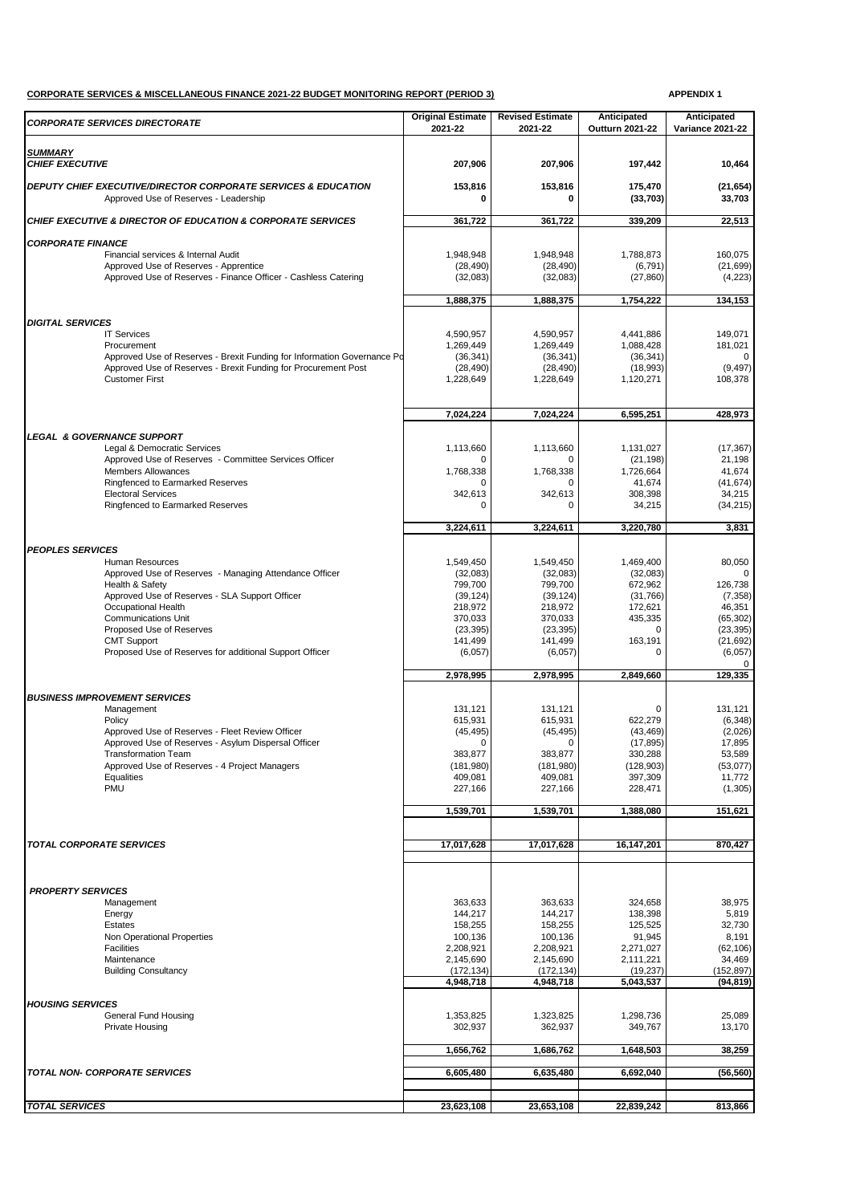**CORPORATE SERVICES & MISCELLANEOUS FINANCE 2021-22 BUDGET MONITORING REPORT (PERIOD 3)**

**APPENDIX 1**

| *CORPORATE SERVICES DIRECTORATE* | Original Estimate 2021-22 | Revised Estimate 2021-22 | Anticipated Outturn 2021-22 | Anticipated Variance 2021-22 |
|---|---|---|---|---|
| ***SUMMARY*** | | | | |
| ***CHIEF EXECUTIVE*** | **207,906** | **207,906** | **197,442** | **10,464** |
| ***DEPUTY CHIEF EXECUTIVE/DIRECTOR CORPORATE SERVICES & EDUCATION*** | **153,816** | **153,816** | **175,470** | **(21,654)** |
| Approved Use of Reserves - Leadership | **0** | **0** | **(33,703)** | **33,703** |
| ***CHIEF EXECUTIVE & DIRECTOR OF EDUCATION & CORPORATE SERVICES*** | **361,722** | **361,722** | **339,209** | **22,513** |
| ***CORPORATE FINANCE*** | | | | |
| Financial services & Internal Audit | 1,948,948 | 1,948,948 | 1,788,873 | 160,075 |
| Approved Use of Reserves - Apprentice | (28,490) | (28,490) | (6,791) | (21,699) |
| Approved Use of Reserves - Finance Officer - Cashless Catering | (32,083) | (32,083) | (27,860) | (4,223) |
| | **1,888,375** | **1,888,375** | **1,754,222** | **134,153** |
| ***DIGITAL SERVICES*** | | | | |
| IT Services | 4,590,957 | 4,590,957 | 4,441,886 | 149,071 |
| Procurement | 1,269,449 | 1,269,449 | 1,088,428 | 181,021 |
| Approved Use of Reserves - Brexit Funding for Information Governance Po | (36,341) | (36,341) | (36,341) | 0 |
| Approved Use of Reserves - Brexit Funding for Procurement Post | (28,490) | (28,490) | (18,993) | (9,497) |
| Customer First | 1,228,649 | 1,228,649 | 1,120,271 | 108,378 |
| | **7,024,224** | **7,024,224** | **6,595,251** | **428,973** |
| ***LEGAL & GOVERNANCE SUPPORT*** | | | | |
| Legal & Democratic Services | 1,113,660 | 1,113,660 | 1,131,027 | (17,367) |
| Approved Use of Reserves - Committee Services Officer | 0 | 0 | (21,198) | 21,198 |
| Members Allowances | 1,768,338 | 1,768,338 | 1,726,664 | 41,674 |
| Ringfenced to Earmarked Reserves | 0 | 0 | 41,674 | (41,674) |
| Electoral Services | 342,613 | 342,613 | 308,398 | 34,215 |
| Ringfenced to Earmarked Reserves | 0 | 0 | 34,215 | (34,215) |
| | **3,224,611** | **3,224,611** | **3,220,780** | **3,831** |
| ***PEOPLES SERVICES*** | | | | |
| Human Resources | 1,549,450 | 1,549,450 | 1,469,400 | 80,050 |
| Approved Use of Reserves - Managing Attendance Officer | (32,083) | (32,083) | (32,083) | 0 |
| Health & Safety | 799,700 | 799,700 | 672,962 | 126,738 |
| Approved Use of Reserves - SLA Support Officer | (39,124) | (39,124) | (31,766) | (7,358) |
| Occupational Health | 218,972 | 218,972 | 172,621 | 46,351 |
| Communications Unit | 370,033 | 370,033 | 435,335 | (65,302) |
| Proposed Use of Reserves | (23,395) | (23,395) | 0 | (23,395) |
| CMT Support | 141,499 | 141,499 | 163,191 | (21,692) |
| Proposed Use of Reserves for additional Support Officer | (6,057) | (6,057) | 0 | (6,057) |
| | | | | 0 |
| | **2,978,995** | **2,978,995** | **2,849,660** | **129,335** |
| ***BUSINESS IMPROVEMENT SERVICES*** | | | | |
| Management | 131,121 | 131,121 | 0 | 131,121 |
| Policy | 615,931 | 615,931 | 622,279 | (6,348) |
| Approved Use of Reserves - Fleet Review Officer | (45,495) | (45,495) | (43,469) | (2,026) |
| Approved Use of Reserves - Asylum Dispersal Officer | 0 | 0 | (17,895) | 17,895 |
| Transformation Team | 383,877 | 383,877 | 330,288 | 53,589 |
| Approved Use of Reserves - 4 Project Managers | (181,980) | (181,980) | (128,903) | (53,077) |
| Equalities | 409,081 | 409,081 | 397,309 | 11,772 |
| PMU | 227,166 | 227,166 | 228,471 | (1,305) |
| | **1,539,701** | **1,539,701** | **1,388,080** | **151,621** |
| ***TOTAL CORPORATE SERVICES*** | **17,017,628** | **17,017,628** | **16,147,201** | **870,427** |
| ***PROPERTY SERVICES*** | | | | |
| Management | 363,633 | 363,633 | 324,658 | 38,975 |
| Energy | 144,217 | 144,217 | 138,398 | 5,819 |
| Estates | 158,255 | 158,255 | 125,525 | 32,730 |
| Non Operational Properties | 100,136 | 100,136 | 91,945 | 8,191 |
| Facilities | 2,208,921 | 2,208,921 | 2,271,027 | (62,106) |
| Maintenance | 2,145,690 | 2,145,690 | 2,111,221 | 34,469 |
| Building Consultancy | (172,134) | (172,134) | (19,237) | (152,897) |
| | **4,948,718** | **4,948,718** | **5,043,537** | **(94,819)** |
| ***HOUSING SERVICES*** | | | | |
| General Fund Housing | 1,353,825 | 1,323,825 | 1,298,736 | 25,089 |
| Private Housing | 302,937 | 362,937 | 349,767 | 13,170 |
| | **1,656,762** | **1,686,762** | **1,648,503** | **38,259** |
| ***TOTAL NON- CORPORATE SERVICES*** | **6,605,480** | **6,635,480** | **6,692,040** | **(56,560)** |
| ***TOTAL SERVICES*** | **23,623,108** | **23,653,108** | **22,839,242** | **813,866** |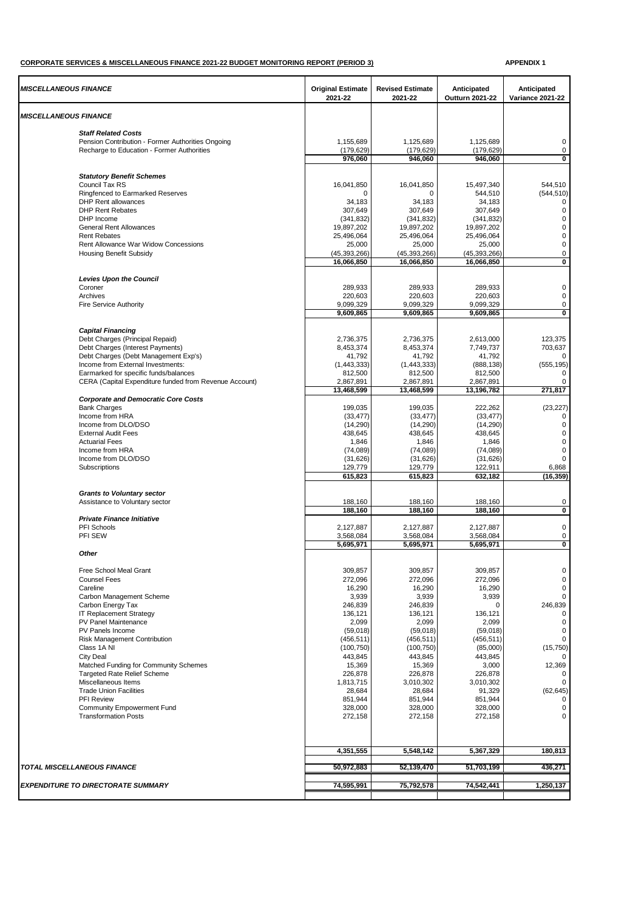**CORPORATE SERVICES & MISCELLANEOUS FINANCE 2021-22 BUDGET MONITORING REPORT (PERIOD 3)** **APPENDIX 1**

| *MISCELLANEOUS FINANCE* | Original Estimate 2021-22 | Revised Estimate 2021-22 | Anticipated Outturn 2021-22 | Anticipated Variance 2021-22 |
|---|---|---|---|---|
| ***MISCELLANEOUS FINANCE*** | | | | |
| ***Staff Related Costs*** | | | | |
| Pension Contribution - Former Authorities Ongoing | 1,155,689 | 1,125,689 | 1,125,689 | 0 |
| Recharge to Education - Former Authorities | (179,629) | (179,629) | (179,629) | 0 |
| | **976,060** | **946,060** | **946,060** | **0** |
| ***Statutory Benefit Schemes*** | | | | |
| Council Tax RS | 16,041,850 | 16,041,850 | 15,497,340 | 544,510 |
| Ringfenced to Earmarked Reserves | 0 | 0 | 544,510 | (544,510) |
| DHP Rent allowances | 34,183 | 34,183 | 34,183 | 0 |
| DHP Rent Rebates | 307,649 | 307,649 | 307,649 | 0 |
| DHP Income | (341,832) | (341,832) | (341,832) | 0 |
| General Rent Allowances | 19,897,202 | 19,897,202 | 19,897,202 | 0 |
| Rent Rebates | 25,496,064 | 25,496,064 | 25,496,064 | 0 |
| Rent Allowance War Widow Concessions | 25,000 | 25,000 | 25,000 | 0 |
| Housing Benefit Subsidy | (45,393,266) | (45,393,266) | (45,393,266) | 0 |
| | **16,066,850** | **16,066,850** | **16,066,850** | **0** |
| ***Levies Upon the Council*** | | | | |
| Coroner | 289,933 | 289,933 | 289,933 | 0 |
| Archives | 220,603 | 220,603 | 220,603 | 0 |
| Fire Service Authority | 9,099,329 | 9,099,329 | 9,099,329 | 0 |
| | **9,609,865** | **9,609,865** | **9,609,865** | **0** |
| ***Capital Financing*** | | | | |
| Debt Charges (Principal Repaid) | 2,736,375 | 2,736,375 | 2,613,000 | 123,375 |
| Debt Charges (Interest Payments) | 8,453,374 | 8,453,374 | 7,749,737 | 703,637 |
| Debt Charges (Debt Management Exp's) | 41,792 | 41,792 | 41,792 | 0 |
| Income from External Investments: | (1,443,333) | (1,443,333) | (888,138) | (555,195) |
| Earmarked for specific funds/balances | 812,500 | 812,500 | 812,500 | 0 |
| CERA (Capital Expenditure funded from Revenue Account) | 2,867,891 | 2,867,891 | 2,867,891 | 0 |
| | **13,468,599** | **13,468,599** | **13,196,782** | **271,817** |
| ***Corporate and Democratic Core Costs*** | | | | |
| Bank Charges | 199,035 | 199,035 | 222,262 | (23,227) |
| Income from HRA | (33,477) | (33,477) | (33,477) | 0 |
| Income from DLO/DSO | (14,290) | (14,290) | (14,290) | 0 |
| External Audit Fees | 438,645 | 438,645 | 438,645 | 0 |
| Actuarial Fees | 1,846 | 1,846 | 1,846 | 0 |
| Income from HRA | (74,089) | (74,089) | (74,089) | 0 |
| Income from DLO/DSO | (31,626) | (31,626) | (31,626) | 0 |
| Subscriptions | 129,779 | 129,779 | 122,911 | 6,868 |
| | **615,823** | **615,823** | **632,182** | **(16,359)** |
| ***Grants to Voluntary sector*** | | | | |
| Assistance to Voluntary sector | 188,160 | 188,160 | 188,160 | 0 |
| | **188,160** | **188,160** | **188,160** | **0** |
| ***Private Finance Initiative*** | | | | |
| PFI Schools | 2,127,887 | 2,127,887 | 2,127,887 | 0 |
| PFI SEW | 3,568,084 | 3,568,084 | 3,568,084 | 0 |
| | **5,695,971** | **5,695,971** | **5,695,971** | **0** |
| ***Other*** | | | | |
| Free School Meal Grant | 309,857 | 309,857 | 309,857 | 0 |
| Counsel Fees | 272,096 | 272,096 | 272,096 | 0 |
| Careline | 16,290 | 16,290 | 16,290 | 0 |
| Carbon Management Scheme | 3,939 | 3,939 | 3,939 | 0 |
| Carbon Energy Tax | 246,839 | 246,839 | 0 | 246,839 |
| IT Replacement Strategy | 136,121 | 136,121 | 136,121 | 0 |
| PV Panel Maintenance | 2,099 | 2,099 | 2,099 | 0 |
| PV Panels Income | (59,018) | (59,018) | (59,018) | 0 |
| Risk Management Contribution | (456,511) | (456,511) | (456,511) | 0 |
| Class 1A NI | (100,750) | (100,750) | (85,000) | (15,750) |
| City Deal | 443,845 | 443,845 | 443,845 | 0 |
| Matched Funding for Community Schemes | 15,369 | 15,369 | 3,000 | 12,369 |
| Targeted Rate Relief Scheme | 226,878 | 226,878 | 226,878 | 0 |
| Miscellaneous Items | 1,813,715 | 3,010,302 | 3,010,302 | 0 |
| Trade Union Facilities | 28,684 | 28,684 | 91,329 | (62,645) |
| PFI Review | 851,944 | 851,944 | 851,944 | 0 |
| Community Empowerment Fund | 328,000 | 328,000 | 328,000 | 0 |
| Transformation Posts | 272,158 | 272,158 | 272,158 | 0 |
| | **4,351,555** | **5,548,142** | **5,367,329** | **180,813** |
| ***TOTAL MISCELLANEOUS FINANCE*** | **50,972,883** | **52,139,470** | **51,703,199** | **436,271** |
| ***EXPENDITURE TO DIRECTORATE SUMMARY*** | **74,595,991** | **75,792,578** | **74,542,441** | **1,250,137** |